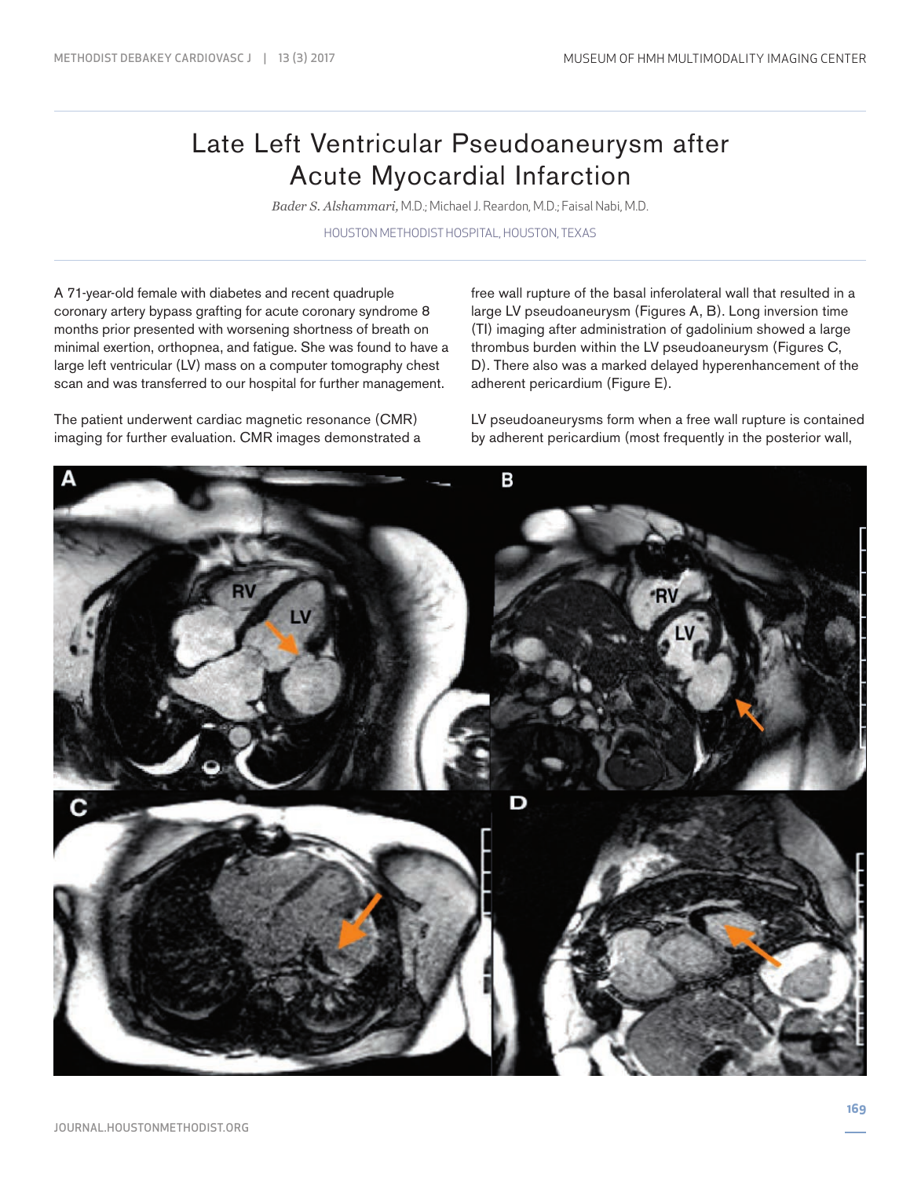# Late Left Ventricular Pseudoaneurysm after Acute Myocardial Infarction

*Bader S. Alshammari,* M.D.; Michael J. Reardon, M.D.; Faisal Nabi, M.D.

HOUSTON METHODIST HOSPITAL, HOUSTON, TEXAS

A 71-year-old female with diabetes and recent quadruple coronary artery bypass grafting for acute coronary syndrome 8 months prior presented with worsening shortness of breath on minimal exertion, orthopnea, and fatigue. She was found to have a large left ventricular (LV) mass on a computer tomography chest scan and was transferred to our hospital for further management.

The patient underwent cardiac magnetic resonance (CMR) imaging for further evaluation. CMR images demonstrated a free wall rupture of the basal inferolateral wall that resulted in a large LV pseudoaneurysm (Figures A, B). Long inversion time (TI) imaging after administration of gadolinium showed a large thrombus burden within the LV pseudoaneurysm (Figures C, D). There also was a marked delayed hyperenhancement of the adherent pericardium (Figure E).

LV pseudoaneurysms form when a free wall rupture is contained by adherent pericardium (most frequently in the posterior wall,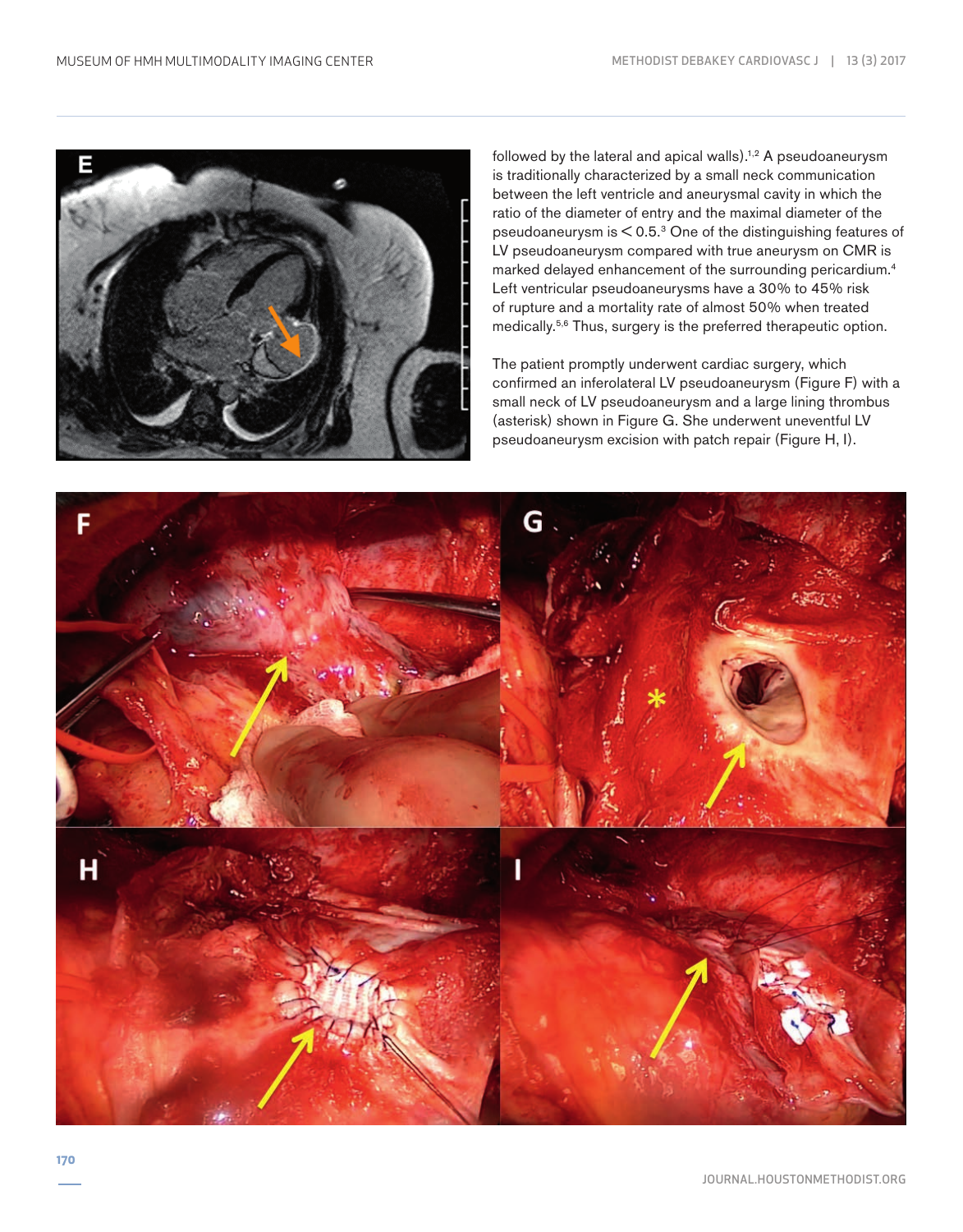followed by the lateral and apical walls).[1,2] A pseudoaneurysm is traditionally characterized by a small neck communication between the left ventricle and aneurysmal cavity in which the ratio of the diameter of entry and the maximal diameter of the pseudoaneurysm is < 0.5.[3] One of the distinguishing features of LV pseudoaneurysm compared with true aneurysm on CMR is marked delayed enhancement of the surrounding pericardium.[4] Left ventricular pseudoaneurysms have a 30% to 45% risk of rupture and a mortality rate of almost 50% when treated medically.[5,6] Thus, surgery is the preferred therapeutic option.

The patient promptly underwent cardiac surgery, which confirmed an inferolateral LV pseudoaneurysm (Figure F) with a small neck of LV pseudoaneurysm and a large lining thrombus (asterisk) shown in Figure G. She underwent uneventful LV pseudoaneurysm excision with patch repair (Figure H, I).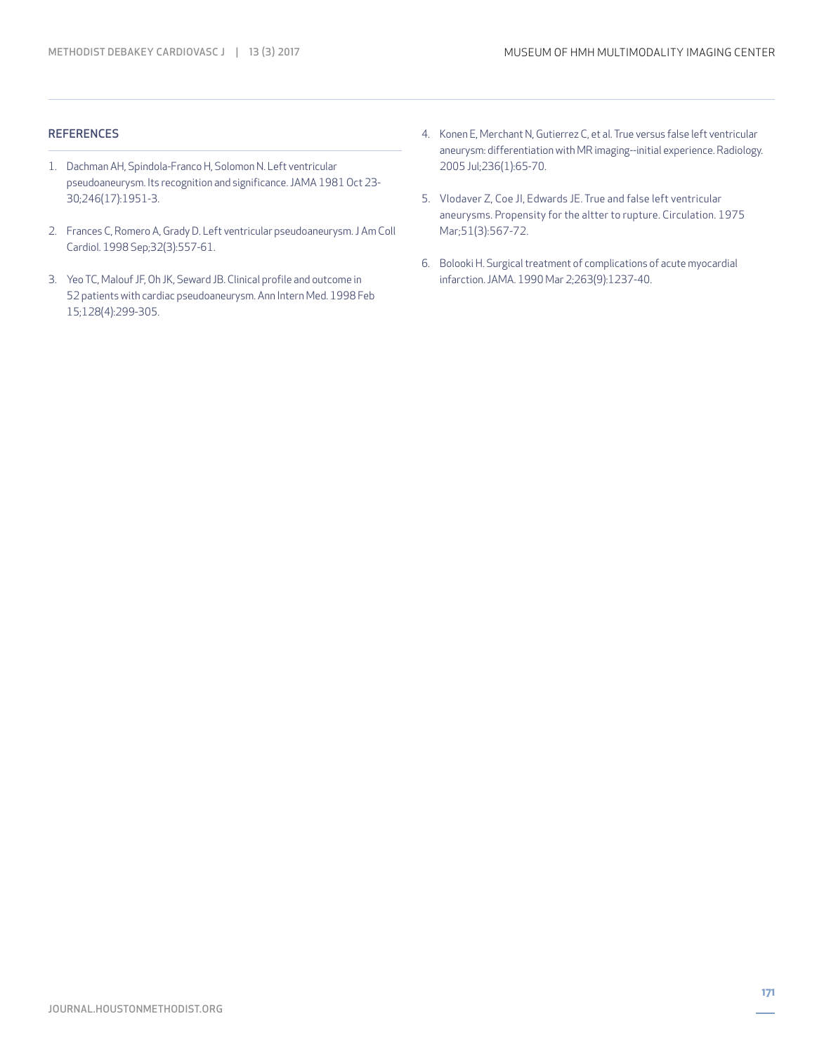## REFERENCES

1. Dachman AH, Spindola-Franco H, Solomon N. Left ventricular pseudoaneurysm. Its recognition and significance. JAMA 1981 Oct 23-30;246(17):1951-3.
2. Frances C, Romero A, Grady D. Left ventricular pseudoaneurysm. J Am Coll Cardiol. 1998 Sep;32(3):557-61.
3. Yeo TC, Malouf JF, Oh JK, Seward JB. Clinical profile and outcome in 52 patients with cardiac pseudoaneurysm. Ann Intern Med. 1998 Feb 15;128(4):299-305.
4. Konen E, Merchant N, Gutierrez C, et al. True versus false left ventricular aneurysm: differentiation with MR imaging--initial experience. Radiology. 2005 Jul;236(1):65-70.
5. Vlodaver Z, Coe JI, Edwards JE. True and false left ventricular aneurysms. Propensity for the altter to rupture. Circulation. 1975 Mar;51(3):567-72.
6. Bolooki H. Surgical treatment of complications of acute myocardial infarction. JAMA. 1990 Mar 2;263(9):1237-40.